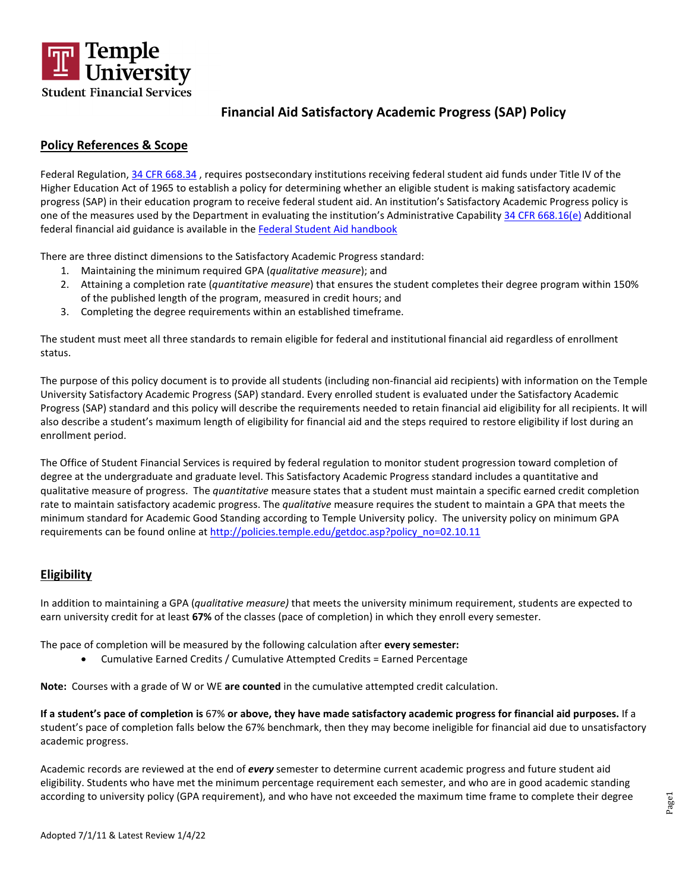Temple University
Student Financial Services

# Financial Aid Satisfactory Academic Progress (SAP) Policy

## Policy References & Scope

Federal Regulation, [34 CFR 668.34](34 CFR 668.34) , requires postsecondary institutions receiving federal student aid funds under Title IV of the Higher Education Act of 1965 to establish a policy for determining whether an eligible student is making satisfactory academic progress (SAP) in their education program to receive federal student aid. An institution's Satisfactory Academic Progress policy is one of the measures used by the Department in evaluating the institution's Administrative Capability [34 CFR 668.16(e)](34 CFR 668.16(e)) Additional federal financial aid guidance is available in the [Federal Student Aid handbook](Federal Student Aid handbook)

There are three distinct dimensions to the Satisfactory Academic Progress standard:

1. Maintaining the minimum required GPA (*qualitative measure*); and
2. Attaining a completion rate (*quantitative measure*) that ensures the student completes their degree program within 150% of the published length of the program, measured in credit hours; and
3. Completing the degree requirements within an established timeframe.

The student must meet all three standards to remain eligible for federal and institutional financial aid regardless of enrollment status.

The purpose of this policy document is to provide all students (including non-financial aid recipients) with information on the Temple University Satisfactory Academic Progress (SAP) standard. Every enrolled student is evaluated under the Satisfactory Academic Progress (SAP) standard and this policy will describe the requirements needed to retain financial aid eligibility for all recipients. It will also describe a student's maximum length of eligibility for financial aid and the steps required to restore eligibility if lost during an enrollment period.

The Office of Student Financial Services is required by federal regulation to monitor student progression toward completion of degree at the undergraduate and graduate level. This Satisfactory Academic Progress standard includes a quantitative and qualitative measure of progress. The *quantitative* measure states that a student must maintain a specific earned credit completion rate to maintain satisfactory academic progress. The *qualitative* measure requires the student to maintain a GPA that meets the minimum standard for Academic Good Standing according to Temple University policy. The university policy on minimum GPA requirements can be found online at [http://policies.temple.edu/getdoc.asp?policy_no=02.10.11](http://policies.temple.edu/getdoc.asp?policy_no=02.10.11)

## Eligibility

In addition to maintaining a GPA (*qualitative measure)* that meets the university minimum requirement, students are expected to earn university credit for at least **67%** of the classes (pace of completion) in which they enroll every semester.

The pace of completion will be measured by the following calculation after **every semester:**

- Cumulative Earned Credits / Cumulative Attempted Credits = Earned Percentage

**Note:** Courses with a grade of W or WE **are counted** in the cumulative attempted credit calculation.

**If a student's pace of completion is** 67% **or above, they have made satisfactory academic progress for financial aid purposes.** If a student's pace of completion falls below the 67% benchmark, then they may become ineligible for financial aid due to unsatisfactory academic progress.

Academic records are reviewed at the end of ***every*** semester to determine current academic progress and future student aid eligibility. Students who have met the minimum percentage requirement each semester, and who are in good academic standing according to university policy (GPA requirement), and who have not exceeded the maximum time frame to complete their degree

Adopted 7/1/11 & Latest Review 1/4/22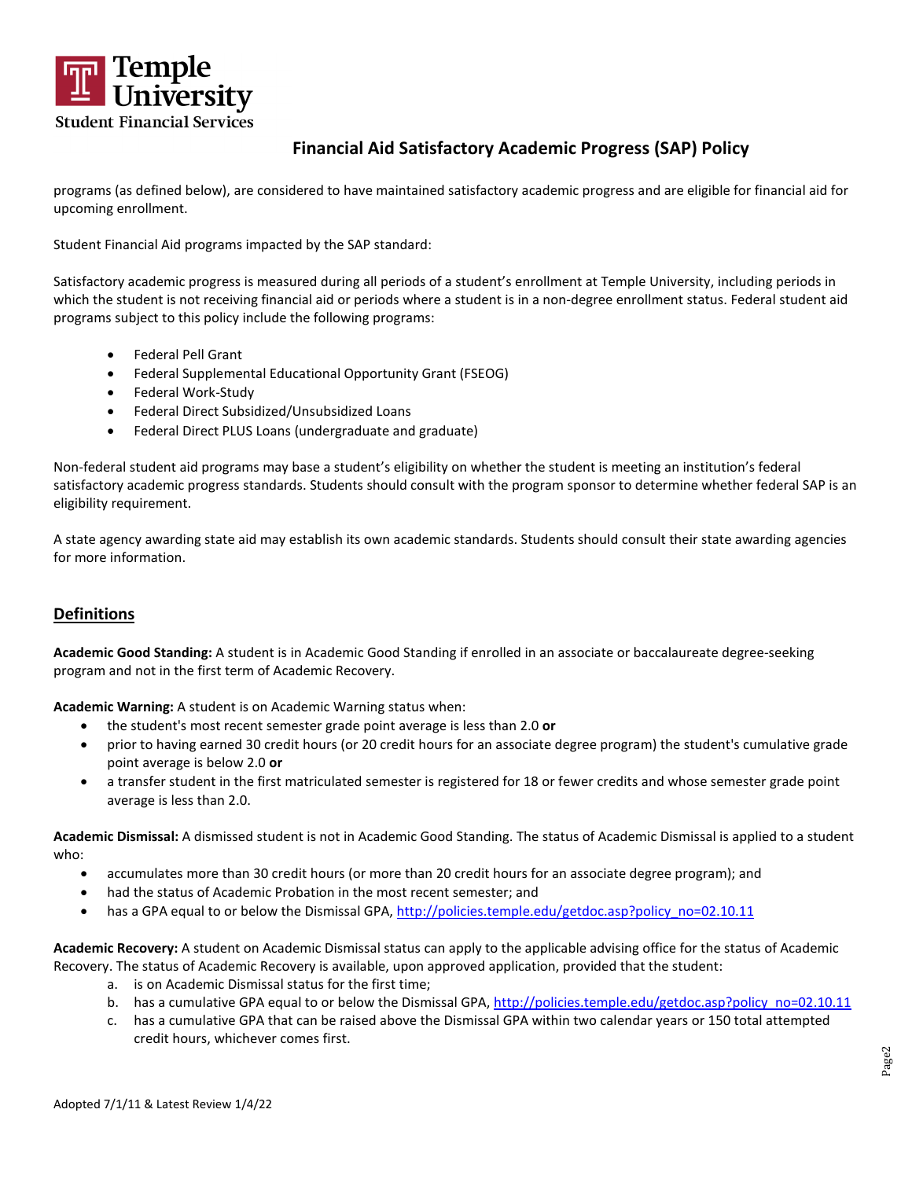programs (as defined below), are considered to have maintained satisfactory academic progress and are eligible for financial aid for upcoming enrollment.

Student Financial Aid programs impacted by the SAP standard:

Satisfactory academic progress is measured during all periods of a student's enrollment at Temple University, including periods in which the student is not receiving financial aid or periods where a student is in a non-degree enrollment status. Federal student aid programs subject to this policy include the following programs:

- Federal Pell Grant
- Federal Supplemental Educational Opportunity Grant (FSEOG)
- Federal Work-Study
- Federal Direct Subsidized/Unsubsidized Loans
- Federal Direct PLUS Loans (undergraduate and graduate)

Non-federal student aid programs may base a student's eligibility on whether the student is meeting an institution's federal satisfactory academic progress standards. Students should consult with the program sponsor to determine whether federal SAP is an eligibility requirement.

A state agency awarding state aid may establish its own academic standards. Students should consult their state awarding agencies for more information.

## Definitions

**Academic Good Standing:** A student is in Academic Good Standing if enrolled in an associate or baccalaureate degree-seeking program and not in the first term of Academic Recovery.

**Academic Warning:** A student is on Academic Warning status when:

- the student's most recent semester grade point average is less than 2.0 **or**
- prior to having earned 30 credit hours (or 20 credit hours for an associate degree program) the student's cumulative grade point average is below 2.0 **or**
- a transfer student in the first matriculated semester is registered for 18 or fewer credits and whose semester grade point average is less than 2.0.

**Academic Dismissal:** A dismissed student is not in Academic Good Standing. The status of Academic Dismissal is applied to a student who:

- accumulates more than 30 credit hours (or more than 20 credit hours for an associate degree program); and
- had the status of Academic Probation in the most recent semester; and
- has a GPA equal to or below the Dismissal GPA, http://policies.temple.edu/getdoc.asp?policy_no=02.10.11

**Academic Recovery:** A student on Academic Dismissal status can apply to the applicable advising office for the status of Academic Recovery. The status of Academic Recovery is available, upon approved application, provided that the student:

a. is on Academic Dismissal status for the first time;
b. has a cumulative GPA equal to or below the Dismissal GPA, http://policies.temple.edu/getdoc.asp?policy_no=02.10.11
c. has a cumulative GPA that can be raised above the Dismissal GPA within two calendar years or 150 total attempted credit hours, whichever comes first.

Adopted 7/1/11 & Latest Review 1/4/22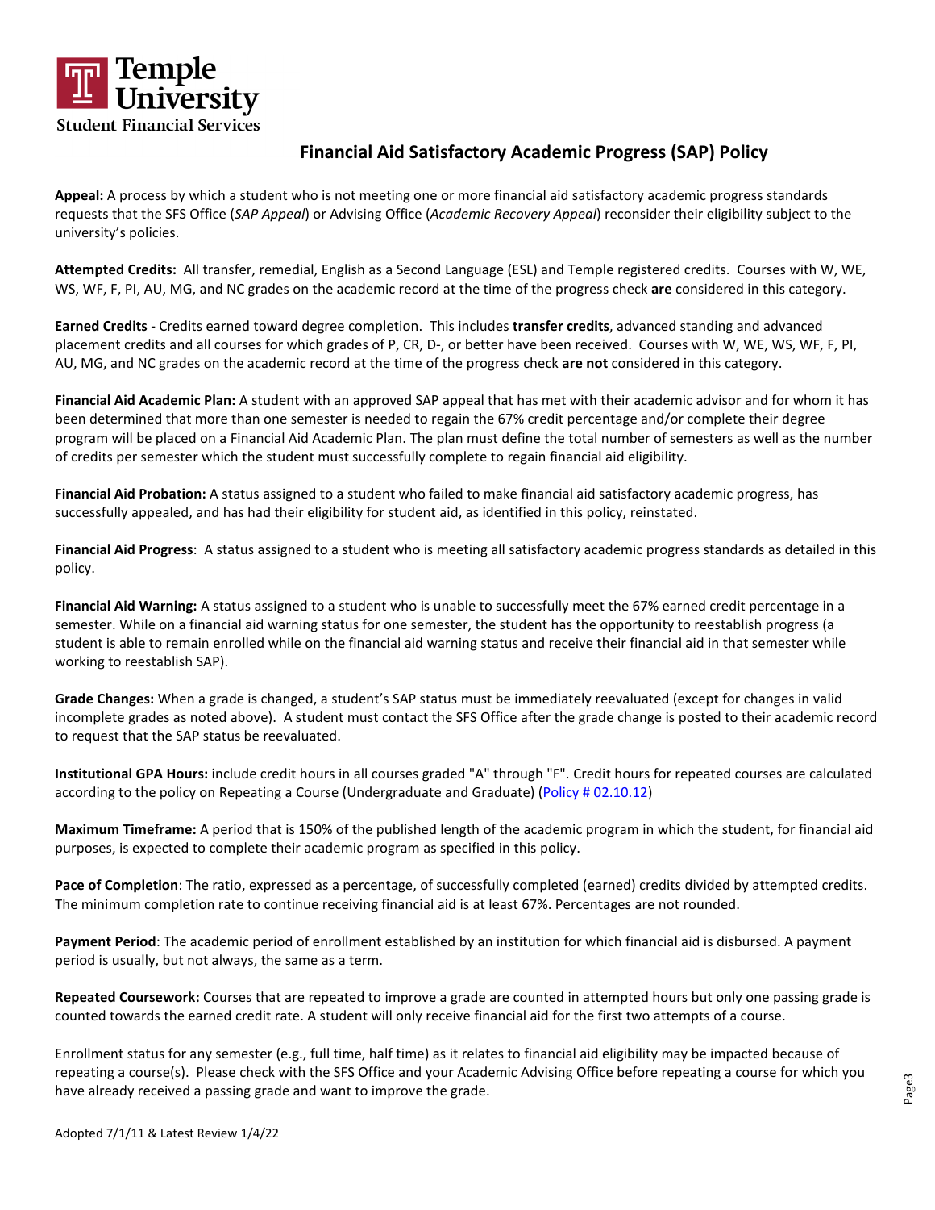Temple University
Student Financial Services

## Financial Aid Satisfactory Academic Progress (SAP) Policy

**Appeal:** A process by which a student who is not meeting one or more financial aid satisfactory academic progress standards requests that the SFS Office (*SAP Appeal*) or Advising Office (*Academic Recovery Appeal*) reconsider their eligibility subject to the university's policies.

**Attempted Credits:** All transfer, remedial, English as a Second Language (ESL) and Temple registered credits. Courses with W, WE, WS, WF, F, PI, AU, MG, and NC grades on the academic record at the time of the progress check **are** considered in this category.

**Earned Credits** - Credits earned toward degree completion. This includes **transfer credits**, advanced standing and advanced placement credits and all courses for which grades of P, CR, D-, or better have been received. Courses with W, WE, WS, WF, F, PI, AU, MG, and NC grades on the academic record at the time of the progress check **are not** considered in this category.

**Financial Aid Academic Plan:** A student with an approved SAP appeal that has met with their academic advisor and for whom it has been determined that more than one semester is needed to regain the 67% credit percentage and/or complete their degree program will be placed on a Financial Aid Academic Plan. The plan must define the total number of semesters as well as the number of credits per semester which the student must successfully complete to regain financial aid eligibility.

**Financial Aid Probation:** A status assigned to a student who failed to make financial aid satisfactory academic progress, has successfully appealed, and has had their eligibility for student aid, as identified in this policy, reinstated.

**Financial Aid Progress**: A status assigned to a student who is meeting all satisfactory academic progress standards as detailed in this policy.

**Financial Aid Warning:** A status assigned to a student who is unable to successfully meet the 67% earned credit percentage in a semester. While on a financial aid warning status for one semester, the student has the opportunity to reestablish progress (a student is able to remain enrolled while on the financial aid warning status and receive their financial aid in that semester while working to reestablish SAP).

**Grade Changes:** When a grade is changed, a student's SAP status must be immediately reevaluated (except for changes in valid incomplete grades as noted above). A student must contact the SFS Office after the grade change is posted to their academic record to request that the SAP status be reevaluated.

**Institutional GPA Hours:** include credit hours in all courses graded "A" through "F". Credit hours for repeated courses are calculated according to the policy on Repeating a Course (Undergraduate and Graduate) (Policy # 02.10.12)

**Maximum Timeframe:** A period that is 150% of the published length of the academic program in which the student, for financial aid purposes, is expected to complete their academic program as specified in this policy.

**Pace of Completion**: The ratio, expressed as a percentage, of successfully completed (earned) credits divided by attempted credits. The minimum completion rate to continue receiving financial aid is at least 67%. Percentages are not rounded.

**Payment Period**: The academic period of enrollment established by an institution for which financial aid is disbursed. A payment period is usually, but not always, the same as a term.

**Repeated Coursework:** Courses that are repeated to improve a grade are counted in attempted hours but only one passing grade is counted towards the earned credit rate. A student will only receive financial aid for the first two attempts of a course.

Enrollment status for any semester (e.g., full time, half time) as it relates to financial aid eligibility may be impacted because of repeating a course(s). Please check with the SFS Office and your Academic Advising Office before repeating a course for which you have already received a passing grade and want to improve the grade.

Adopted 7/1/11 & Latest Review 1/4/22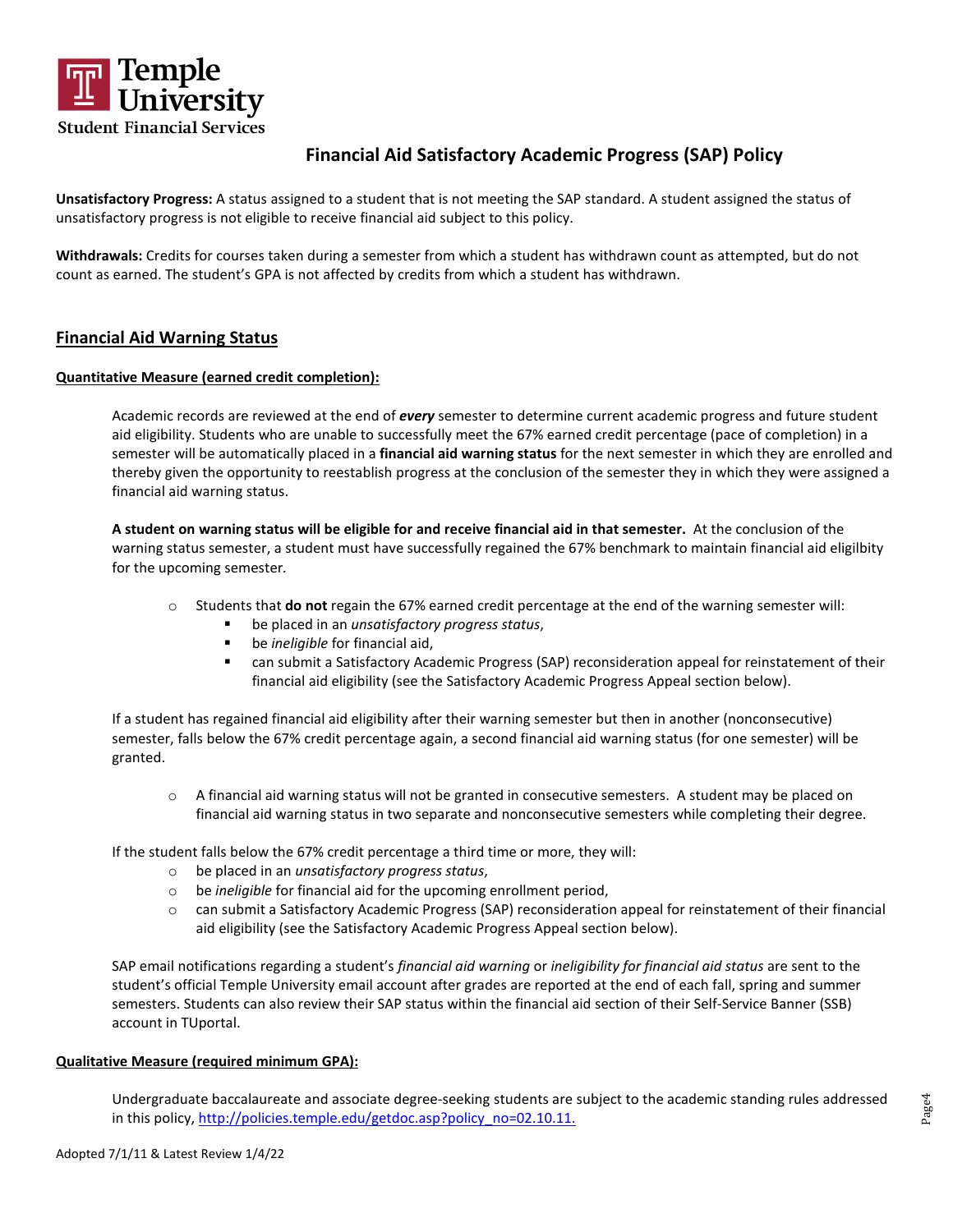# Financial Aid Satisfactory Academic Progress (SAP) Policy

**Unsatisfactory Progress:** A status assigned to a student that is not meeting the SAP standard. A student assigned the status of unsatisfactory progress is not eligible to receive financial aid subject to this policy.

**Withdrawals:** Credits for courses taken during a semester from which a student has withdrawn count as attempted, but do not count as earned. The student's GPA is not affected by credits from which a student has withdrawn.

## Financial Aid Warning Status

### Quantitative Measure (earned credit completion):

Academic records are reviewed at the end of ***every*** semester to determine current academic progress and future student aid eligibility. Students who are unable to successfully meet the 67% earned credit percentage (pace of completion) in a semester will be automatically placed in a **financial aid warning status** for the next semester in which they are enrolled and thereby given the opportunity to reestablish progress at the conclusion of the semester they in which they were assigned a financial aid warning status.

**A student on warning status will be eligible for and receive financial aid in that semester.** At the conclusion of the warning status semester, a student must have successfully regained the 67% benchmark to maintain financial aid eligilbity for the upcoming semester.

- Students that **do not** regain the 67% earned credit percentage at the end of the warning semester will:
  - be placed in an *unsatisfactory progress status*,
  - be *ineligible* for financial aid,
  - can submit a Satisfactory Academic Progress (SAP) reconsideration appeal for reinstatement of their financial aid eligibility (see the Satisfactory Academic Progress Appeal section below).

If a student has regained financial aid eligibility after their warning semester but then in another (nonconsecutive) semester, falls below the 67% credit percentage again, a second financial aid warning status (for one semester) will be granted.

- A financial aid warning status will not be granted in consecutive semesters. A student may be placed on financial aid warning status in two separate and nonconsecutive semesters while completing their degree.

If the student falls below the 67% credit percentage a third time or more, they will:

- be placed in an *unsatisfactory progress status*,
- be *ineligible* for financial aid for the upcoming enrollment period,
- can submit a Satisfactory Academic Progress (SAP) reconsideration appeal for reinstatement of their financial aid eligibility (see the Satisfactory Academic Progress Appeal section below).

SAP email notifications regarding a student's *financial aid warning* or *ineligibility for financial aid status* are sent to the student's official Temple University email account after grades are reported at the end of each fall, spring and summer semesters. Students can also review their SAP status within the financial aid section of their Self-Service Banner (SSB) account in TUportal.

### Qualitative Measure (required minimum GPA):

Undergraduate baccalaureate and associate degree-seeking students are subject to the academic standing rules addressed in this policy, [http://policies.temple.edu/getdoc.asp?policy_no=02.10.11.](http://policies.temple.edu/getdoc.asp?policy_no=02.10.11)

Adopted 7/1/11 & Latest Review 1/4/22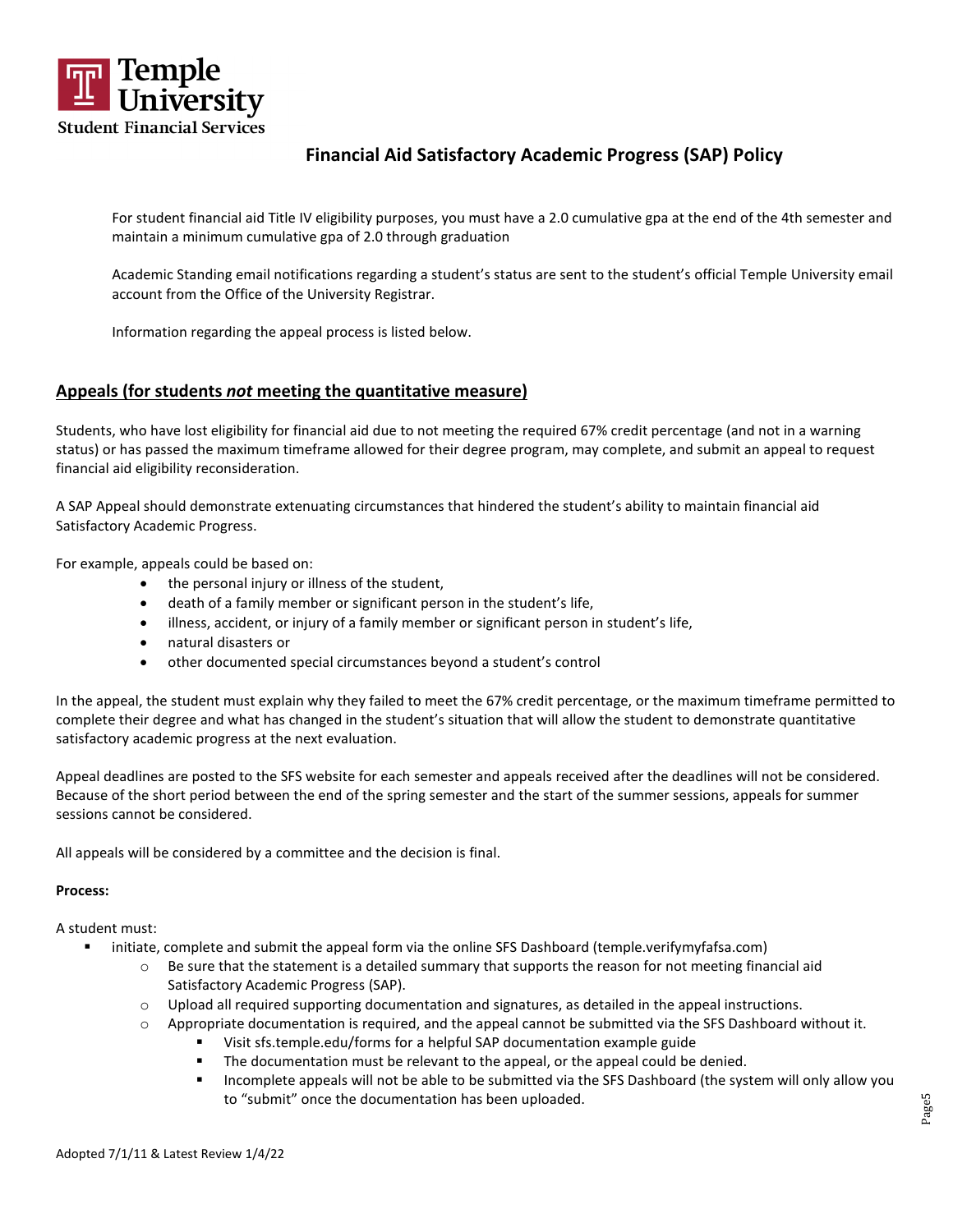Temple University
Student Financial Services

# Financial Aid Satisfactory Academic Progress (SAP) Policy

For student financial aid Title IV eligibility purposes, you must have a 2.0 cumulative gpa at the end of the 4th semester and maintain a minimum cumulative gpa of 2.0 through graduation

Academic Standing email notifications regarding a student's status are sent to the student's official Temple University email account from the Office of the University Registrar.

Information regarding the appeal process is listed below.

## Appeals (for students *not* meeting the quantitative measure)

Students, who have lost eligibility for financial aid due to not meeting the required 67% credit percentage (and not in a warning status) or has passed the maximum timeframe allowed for their degree program, may complete, and submit an appeal to request financial aid eligibility reconsideration.

A SAP Appeal should demonstrate extenuating circumstances that hindered the student's ability to maintain financial aid Satisfactory Academic Progress.

For example, appeals could be based on:

- the personal injury or illness of the student,
- death of a family member or significant person in the student's life,
- illness, accident, or injury of a family member or significant person in student's life,
- natural disasters or
- other documented special circumstances beyond a student's control

In the appeal, the student must explain why they failed to meet the 67% credit percentage, or the maximum timeframe permitted to complete their degree and what has changed in the student's situation that will allow the student to demonstrate quantitative satisfactory academic progress at the next evaluation.

Appeal deadlines are posted to the SFS website for each semester and appeals received after the deadlines will not be considered. Because of the short period between the end of the spring semester and the start of the summer sessions, appeals for summer sessions cannot be considered.

All appeals will be considered by a committee and the decision is final.

**Process:**

A student must:

- initiate, complete and submit the appeal form via the online SFS Dashboard (temple.verifymyfafsa.com)
  - Be sure that the statement is a detailed summary that supports the reason for not meeting financial aid Satisfactory Academic Progress (SAP).
  - Upload all required supporting documentation and signatures, as detailed in the appeal instructions.
  - Appropriate documentation is required, and the appeal cannot be submitted via the SFS Dashboard without it.
    - Visit sfs.temple.edu/forms for a helpful SAP documentation example guide
    - The documentation must be relevant to the appeal, or the appeal could be denied.
    - Incomplete appeals will not be able to be submitted via the SFS Dashboard (the system will only allow you to "submit" once the documentation has been uploaded.

Adopted 7/1/11 & Latest Review 1/4/22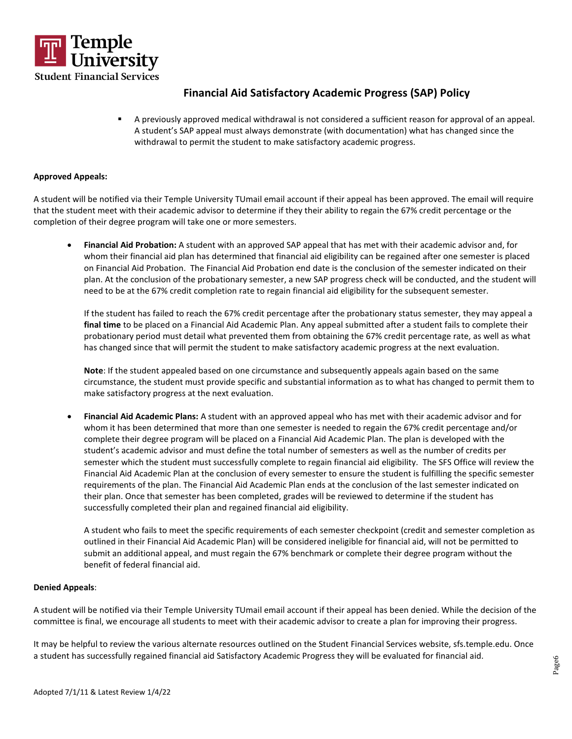- A previously approved medical withdrawal is not considered a sufficient reason for approval of an appeal. A student's SAP appeal must always demonstrate (with documentation) what has changed since the withdrawal to permit the student to make satisfactory academic progress.

**Approved Appeals:**

A student will be notified via their Temple University TUmail email account if their appeal has been approved. The email will require that the student meet with their academic advisor to determine if they their ability to regain the 67% credit percentage or the completion of their degree program will take one or more semesters.

- **Financial Aid Probation:** A student with an approved SAP appeal that has met with their academic advisor and, for whom their financial aid plan has determined that financial aid eligibility can be regained after one semester is placed on Financial Aid Probation. The Financial Aid Probation end date is the conclusion of the semester indicated on their plan. At the conclusion of the probationary semester, a new SAP progress check will be conducted, and the student will need to be at the 67% credit completion rate to regain financial aid eligibility for the subsequent semester.

  If the student has failed to reach the 67% credit percentage after the probationary status semester, they may appeal a **final time** to be placed on a Financial Aid Academic Plan. Any appeal submitted after a student fails to complete their probationary period must detail what prevented them from obtaining the 67% credit percentage rate, as well as what has changed since that will permit the student to make satisfactory academic progress at the next evaluation.

  **Note**: If the student appealed based on one circumstance and subsequently appeals again based on the same circumstance, the student must provide specific and substantial information as to what has changed to permit them to make satisfactory progress at the next evaluation.

- **Financial Aid Academic Plans:** A student with an approved appeal who has met with their academic advisor and for whom it has been determined that more than one semester is needed to regain the 67% credit percentage and/or complete their degree program will be placed on a Financial Aid Academic Plan. The plan is developed with the student's academic advisor and must define the total number of semesters as well as the number of credits per semester which the student must successfully complete to regain financial aid eligibility. The SFS Office will review the Financial Aid Academic Plan at the conclusion of every semester to ensure the student is fulfilling the specific semester requirements of the plan. The Financial Aid Academic Plan ends at the conclusion of the last semester indicated on their plan. Once that semester has been completed, grades will be reviewed to determine if the student has successfully completed their plan and regained financial aid eligibility.

  A student who fails to meet the specific requirements of each semester checkpoint (credit and semester completion as outlined in their Financial Aid Academic Plan) will be considered ineligible for financial aid, will not be permitted to submit an additional appeal, and must regain the 67% benchmark or complete their degree program without the benefit of federal financial aid.

**Denied Appeals**:

A student will be notified via their Temple University TUmail email account if their appeal has been denied. While the decision of the committee is final, we encourage all students to meet with their academic advisor to create a plan for improving their progress.

It may be helpful to review the various alternate resources outlined on the Student Financial Services website, sfs.temple.edu. Once a student has successfully regained financial aid Satisfactory Academic Progress they will be evaluated for financial aid.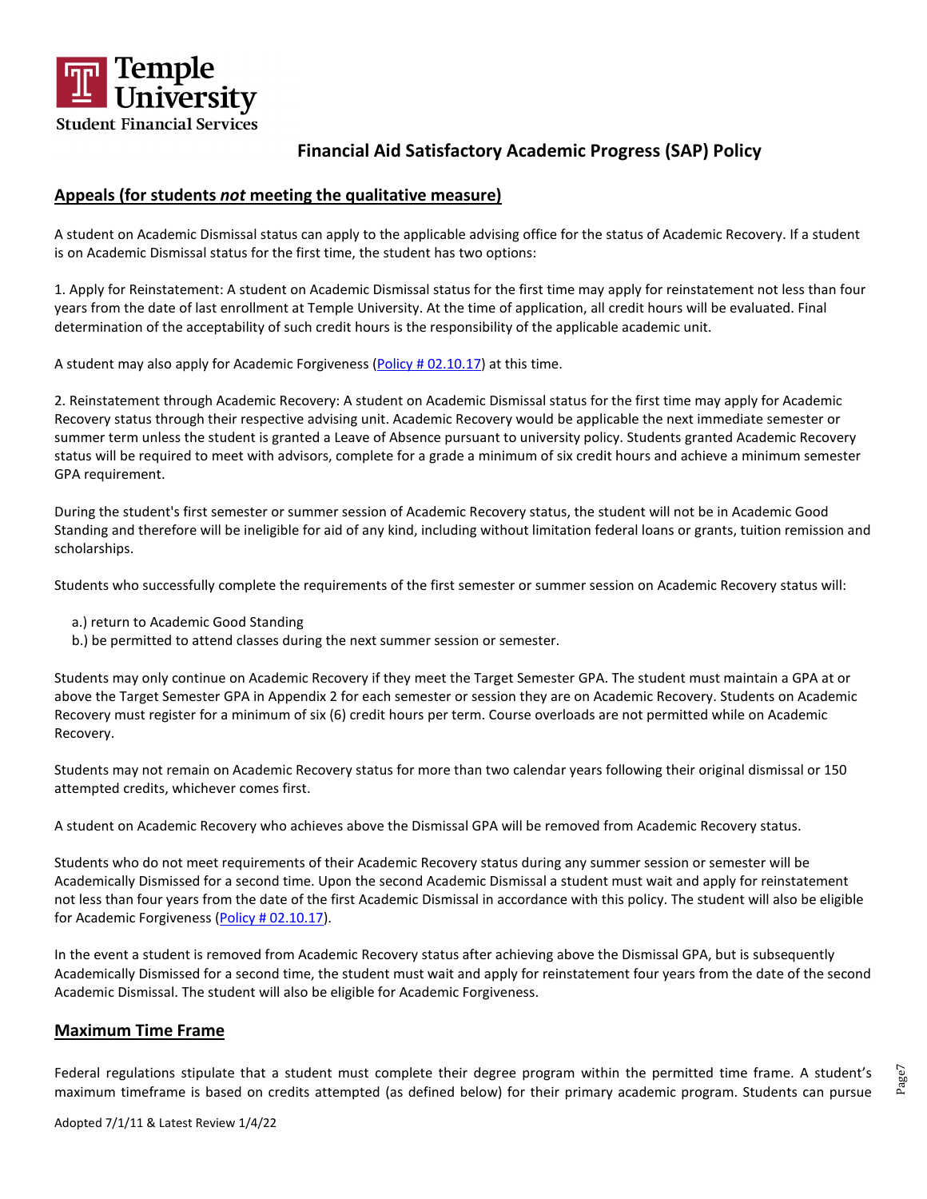## Financial Aid Satisfactory Academic Progress (SAP) Policy

### Appeals (for students *not* meeting the qualitative measure)

A student on Academic Dismissal status can apply to the applicable advising office for the status of Academic Recovery. If a student is on Academic Dismissal status for the first time, the student has two options:

1. Apply for Reinstatement: A student on Academic Dismissal status for the first time may apply for reinstatement not less than four years from the date of last enrollment at Temple University. At the time of application, all credit hours will be evaluated. Final determination of the acceptability of such credit hours is the responsibility of the applicable academic unit.

A student may also apply for Academic Forgiveness (Policy # 02.10.17) at this time.

2. Reinstatement through Academic Recovery: A student on Academic Dismissal status for the first time may apply for Academic Recovery status through their respective advising unit. Academic Recovery would be applicable the next immediate semester or summer term unless the student is granted a Leave of Absence pursuant to university policy. Students granted Academic Recovery status will be required to meet with advisors, complete for a grade a minimum of six credit hours and achieve a minimum semester GPA requirement.

During the student's first semester or summer session of Academic Recovery status, the student will not be in Academic Good Standing and therefore will be ineligible for aid of any kind, including without limitation federal loans or grants, tuition remission and scholarships.

Students who successfully complete the requirements of the first semester or summer session on Academic Recovery status will:

a.) return to Academic Good Standing
b.) be permitted to attend classes during the next summer session or semester.

Students may only continue on Academic Recovery if they meet the Target Semester GPA. The student must maintain a GPA at or above the Target Semester GPA in Appendix 2 for each semester or session they are on Academic Recovery. Students on Academic Recovery must register for a minimum of six (6) credit hours per term. Course overloads are not permitted while on Academic Recovery.

Students may not remain on Academic Recovery status for more than two calendar years following their original dismissal or 150 attempted credits, whichever comes first.

A student on Academic Recovery who achieves above the Dismissal GPA will be removed from Academic Recovery status.

Students who do not meet requirements of their Academic Recovery status during any summer session or semester will be Academically Dismissed for a second time. Upon the second Academic Dismissal a student must wait and apply for reinstatement not less than four years from the date of the first Academic Dismissal in accordance with this policy. The student will also be eligible for Academic Forgiveness (Policy # 02.10.17).

In the event a student is removed from Academic Recovery status after achieving above the Dismissal GPA, but is subsequently Academically Dismissed for a second time, the student must wait and apply for reinstatement four years from the date of the second Academic Dismissal. The student will also be eligible for Academic Forgiveness.

### Maximum Time Frame

Federal regulations stipulate that a student must complete their degree program within the permitted time frame. A student's maximum timeframe is based on credits attempted (as defined below) for their primary academic program. Students can pursue

Adopted 7/1/11 & Latest Review 1/4/22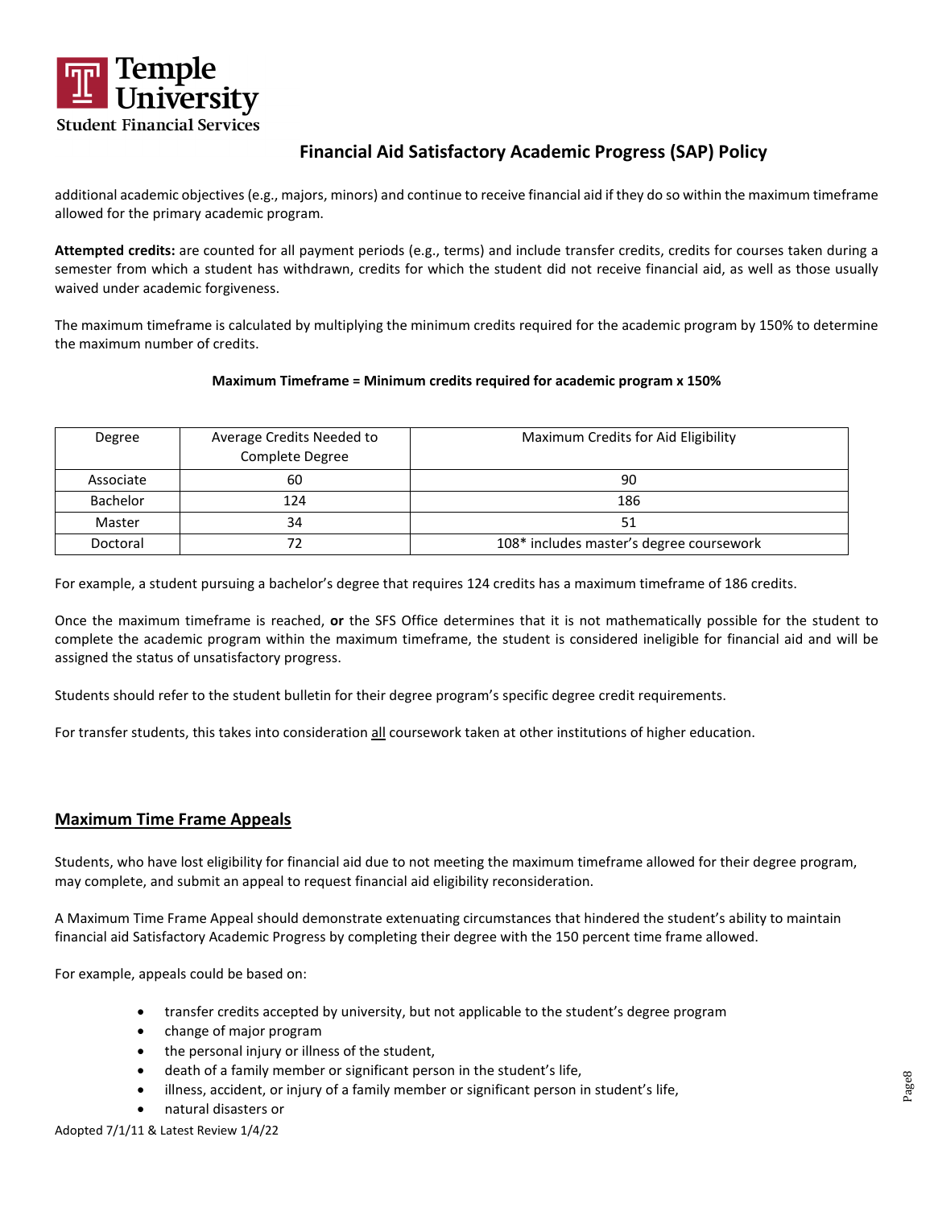additional academic objectives (e.g., majors, minors) and continue to receive financial aid if they do so within the maximum timeframe allowed for the primary academic program.

**Attempted credits:** are counted for all payment periods (e.g., terms) and include transfer credits, credits for courses taken during a semester from which a student has withdrawn, credits for which the student did not receive financial aid, as well as those usually waived under academic forgiveness.

The maximum timeframe is calculated by multiplying the minimum credits required for the academic program by 150% to determine the maximum number of credits.

**Maximum Timeframe = Minimum credits required for academic program x 150%**

| Degree | Average Credits Needed to Complete Degree | Maximum Credits for Aid Eligibility |
|---|---|---|
| Associate | 60 | 90 |
| Bachelor | 124 | 186 |
| Master | 34 | 51 |
| Doctoral | 72 | 108* includes master's degree coursework |

For example, a student pursuing a bachelor's degree that requires 124 credits has a maximum timeframe of 186 credits.

Once the maximum timeframe is reached, **or** the SFS Office determines that it is not mathematically possible for the student to complete the academic program within the maximum timeframe, the student is considered ineligible for financial aid and will be assigned the status of unsatisfactory progress.

Students should refer to the student bulletin for their degree program's specific degree credit requirements.

For transfer students, this takes into consideration <u>all</u> coursework taken at other institutions of higher education.

## Maximum Time Frame Appeals

Students, who have lost eligibility for financial aid due to not meeting the maximum timeframe allowed for their degree program, may complete, and submit an appeal to request financial aid eligibility reconsideration.

A Maximum Time Frame Appeal should demonstrate extenuating circumstances that hindered the student's ability to maintain financial aid Satisfactory Academic Progress by completing their degree with the 150 percent time frame allowed.

For example, appeals could be based on:

- transfer credits accepted by university, but not applicable to the student's degree program
- change of major program
- the personal injury or illness of the student,
- death of a family member or significant person in the student's life,
- illness, accident, or injury of a family member or significant person in student's life,
- natural disasters or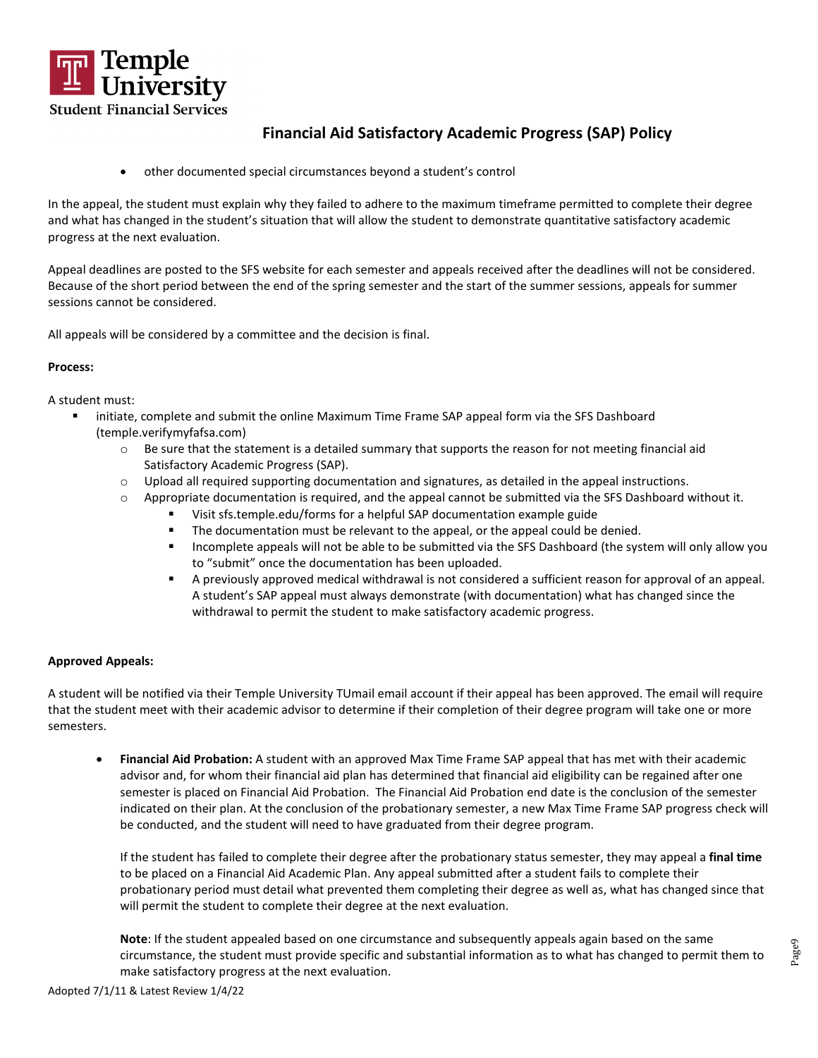- other documented special circumstances beyond a student's control

In the appeal, the student must explain why they failed to adhere to the maximum timeframe permitted to complete their degree and what has changed in the student's situation that will allow the student to demonstrate quantitative satisfactory academic progress at the next evaluation.

Appeal deadlines are posted to the SFS website for each semester and appeals received after the deadlines will not be considered. Because of the short period between the end of the spring semester and the start of the summer sessions, appeals for summer sessions cannot be considered.

All appeals will be considered by a committee and the decision is final.

**Process:**

A student must:

- initiate, complete and submit the online Maximum Time Frame SAP appeal form via the SFS Dashboard (temple.verifymyfafsa.com)
    - Be sure that the statement is a detailed summary that supports the reason for not meeting financial aid Satisfactory Academic Progress (SAP).
    - Upload all required supporting documentation and signatures, as detailed in the appeal instructions.
    - Appropriate documentation is required, and the appeal cannot be submitted via the SFS Dashboard without it.
        - Visit sfs.temple.edu/forms for a helpful SAP documentation example guide
        - The documentation must be relevant to the appeal, or the appeal could be denied.
        - Incomplete appeals will not be able to be submitted via the SFS Dashboard (the system will only allow you to "submit" once the documentation has been uploaded.
        - A previously approved medical withdrawal is not considered a sufficient reason for approval of an appeal. A student's SAP appeal must always demonstrate (with documentation) what has changed since the withdrawal to permit the student to make satisfactory academic progress.

**Approved Appeals:**

A student will be notified via their Temple University TUmail email account if their appeal has been approved. The email will require that the student meet with their academic advisor to determine if their completion of their degree program will take one or more semesters.

- **Financial Aid Probation:** A student with an approved Max Time Frame SAP appeal that has met with their academic advisor and, for whom their financial aid plan has determined that financial aid eligibility can be regained after one semester is placed on Financial Aid Probation. The Financial Aid Probation end date is the conclusion of the semester indicated on their plan. At the conclusion of the probationary semester, a new Max Time Frame SAP progress check will be conducted, and the student will need to have graduated from their degree program.

  If the student has failed to complete their degree after the probationary status semester, they may appeal a **final time** to be placed on a Financial Aid Academic Plan. Any appeal submitted after a student fails to complete their probationary period must detail what prevented them completing their degree as well as, what has changed since that will permit the student to complete their degree at the next evaluation.

  **Note**: If the student appealed based on one circumstance and subsequently appeals again based on the same circumstance, the student must provide specific and substantial information as to what has changed to permit them to make satisfactory progress at the next evaluation.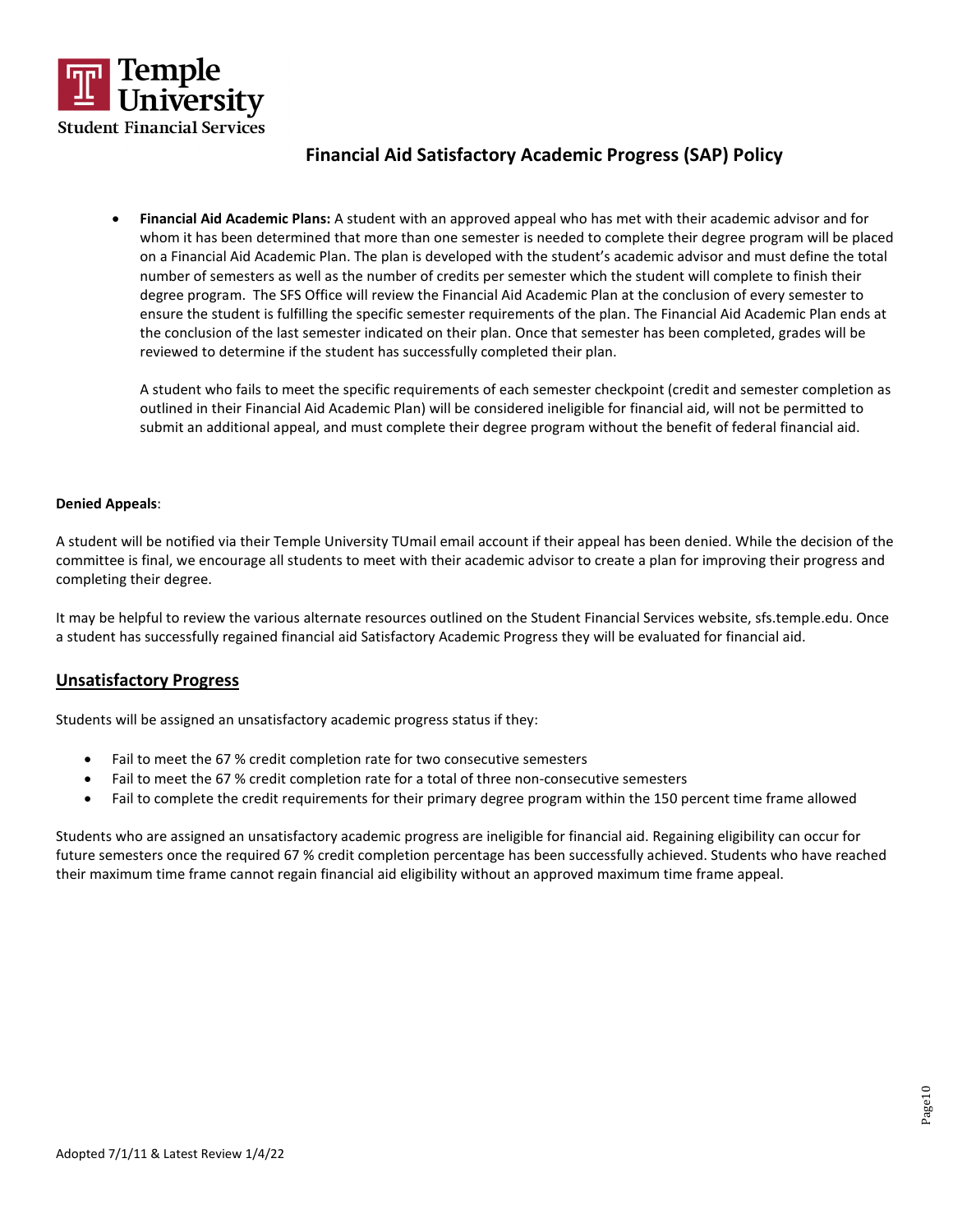- **Financial Aid Academic Plans:** A student with an approved appeal who has met with their academic advisor and for whom it has been determined that more than one semester is needed to complete their degree program will be placed on a Financial Aid Academic Plan. The plan is developed with the student's academic advisor and must define the total number of semesters as well as the number of credits per semester which the student will complete to finish their degree program. The SFS Office will review the Financial Aid Academic Plan at the conclusion of every semester to ensure the student is fulfilling the specific semester requirements of the plan. The Financial Aid Academic Plan ends at the conclusion of the last semester indicated on their plan. Once that semester has been completed, grades will be reviewed to determine if the student has successfully completed their plan.

  A student who fails to meet the specific requirements of each semester checkpoint (credit and semester completion as outlined in their Financial Aid Academic Plan) will be considered ineligible for financial aid, will not be permitted to submit an additional appeal, and must complete their degree program without the benefit of federal financial aid.

**Denied Appeals**:

A student will be notified via their Temple University TUmail email account if their appeal has been denied. While the decision of the committee is final, we encourage all students to meet with their academic advisor to create a plan for improving their progress and completing their degree.

It may be helpful to review the various alternate resources outlined on the Student Financial Services website, sfs.temple.edu. Once a student has successfully regained financial aid Satisfactory Academic Progress they will be evaluated for financial aid.

## Unsatisfactory Progress

Students will be assigned an unsatisfactory academic progress status if they:

- Fail to meet the 67 % credit completion rate for two consecutive semesters
- Fail to meet the 67 % credit completion rate for a total of three non-consecutive semesters
- Fail to complete the credit requirements for their primary degree program within the 150 percent time frame allowed

Students who are assigned an unsatisfactory academic progress are ineligible for financial aid. Regaining eligibility can occur for future semesters once the required 67 % credit completion percentage has been successfully achieved. Students who have reached their maximum time frame cannot regain financial aid eligibility without an approved maximum time frame appeal.